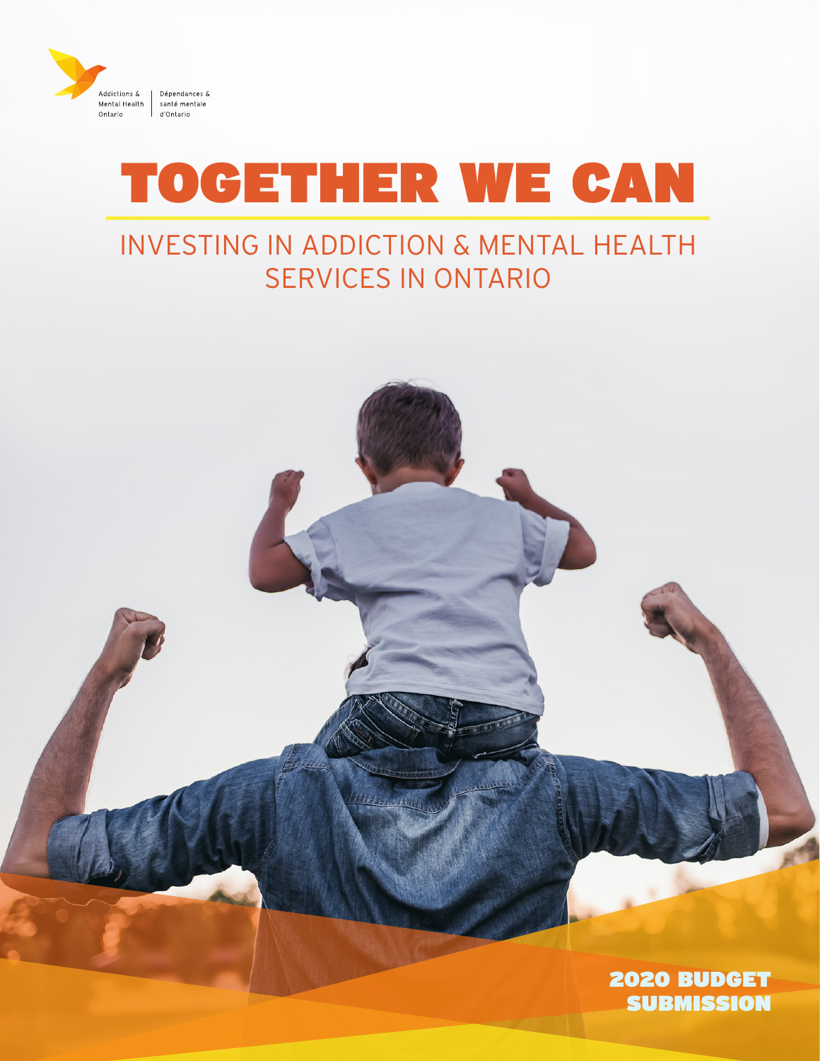Addictions & Mental Health Ontario | Dépendances & santé mentale d'Ontario

# TOGETHER WE CAN

## INVESTING IN ADDICTION & MENTAL HEALTH SERVICES IN ONTARIO

**2020 BUDGET SUBMISSION**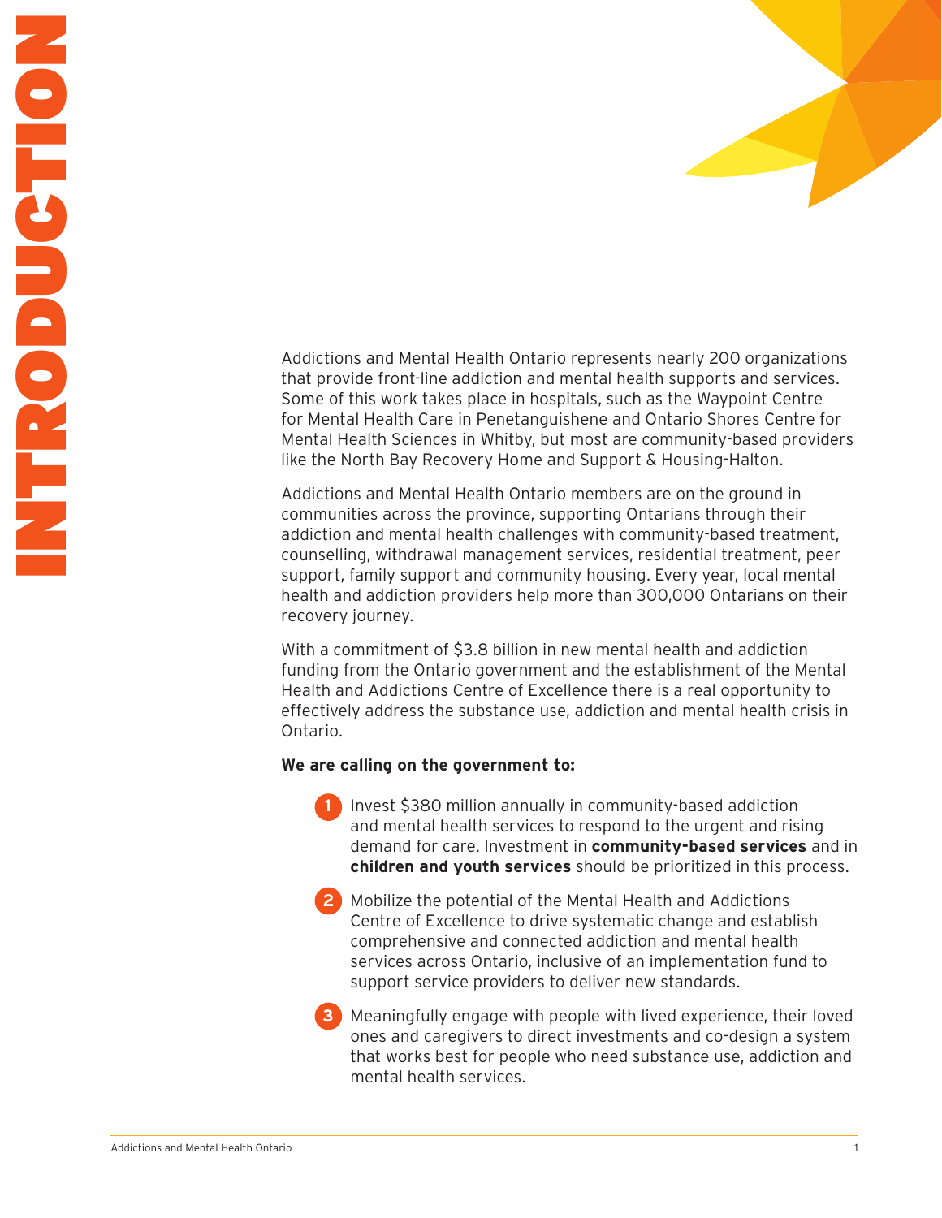# INTRODUCTION

Addictions and Mental Health Ontario represents nearly 200 organizations that provide front-line addiction and mental health supports and services. Some of this work takes place in hospitals, such as the Waypoint Centre for Mental Health Care in Penetanguishene and Ontario Shores Centre for Mental Health Sciences in Whitby, but most are community-based providers like the North Bay Recovery Home and Support & Housing-Halton.

Addictions and Mental Health Ontario members are on the ground in communities across the province, supporting Ontarians through their addiction and mental health challenges with community-based treatment, counselling, withdrawal management services, residential treatment, peer support, family support and community housing. Every year, local mental health and addiction providers help more than 300,000 Ontarians on their recovery journey.

With a commitment of $3.8 billion in new mental health and addiction funding from the Ontario government and the establishment of the Mental Health and Addictions Centre of Excellence there is a real opportunity to effectively address the substance use, addiction and mental health crisis in Ontario.

**We are calling on the government to:**

1. Invest $380 million annually in community-based addiction and mental health services to respond to the urgent and rising demand for care. Investment in **community-based services** and in **children and youth services** should be prioritized in this process.
2. Mobilize the potential of the Mental Health and Addictions Centre of Excellence to drive systematic change and establish comprehensive and connected addiction and mental health services across Ontario, inclusive of an implementation fund to support service providers to deliver new standards.
3. Meaningfully engage with people with lived experience, their loved ones and caregivers to direct investments and co-design a system that works best for people who need substance use, addiction and mental health services.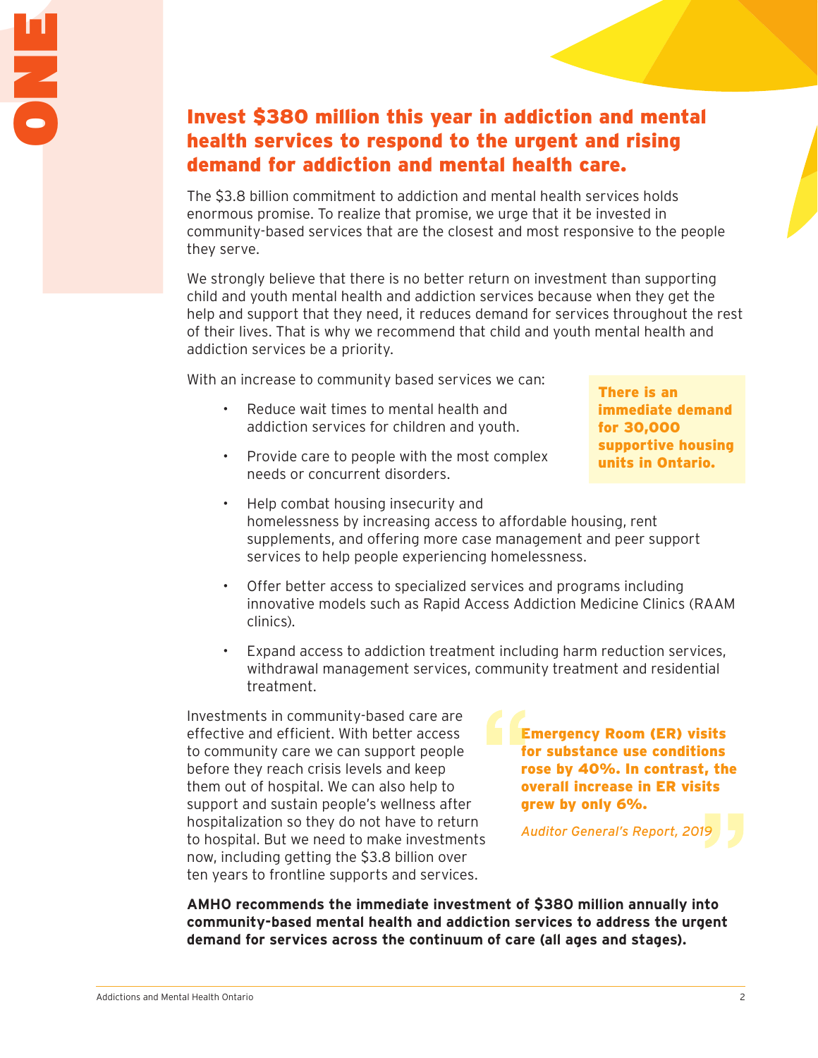ONE

## Invest $380 million this year in addiction and mental health services to respond to the urgent and rising demand for addiction and mental health care.

The $3.8 billion commitment to addiction and mental health services holds enormous promise. To realize that promise, we urge that it be invested in community-based services that are the closest and most responsive to the people they serve.

We strongly believe that there is no better return on investment than supporting child and youth mental health and addiction services because when they get the help and support that they need, it reduces demand for services throughout the rest of their lives. That is why we recommend that child and youth mental health and addiction services be a priority.

With an increase to community based services we can:

- Reduce wait times to mental health and addiction services for children and youth.
- Provide care to people with the most complex needs or concurrent disorders.
- Help combat housing insecurity and homelessness by increasing access to affordable housing, rent supplements, and offering more case management and peer support services to help people experiencing homelessness.
- Offer better access to specialized services and programs including innovative models such as Rapid Access Addiction Medicine Clinics (RAAM clinics).
- Expand access to addiction treatment including harm reduction services, withdrawal management services, community treatment and residential treatment.

**There is an immediate demand for 30,000 supportive housing units in Ontario.**

Investments in community-based care are effective and efficient. With better access to community care we can support people before they reach crisis levels and keep them out of hospital. We can also help to support and sustain people's wellness after hospitalization so they do not have to return to hospital. But we need to make investments now, including getting the $3.8 billion over ten years to frontline supports and services.

> **Emergency Room (ER) visits for substance use conditions rose by 40%. In contrast, the overall increase in ER visits grew by only 6%.**
>
> *Auditor General's Report, 2019*

**AMHO recommends the immediate investment of $380 million annually into community-based mental health and addiction services to address the urgent demand for services across the continuum of care (all ages and stages).**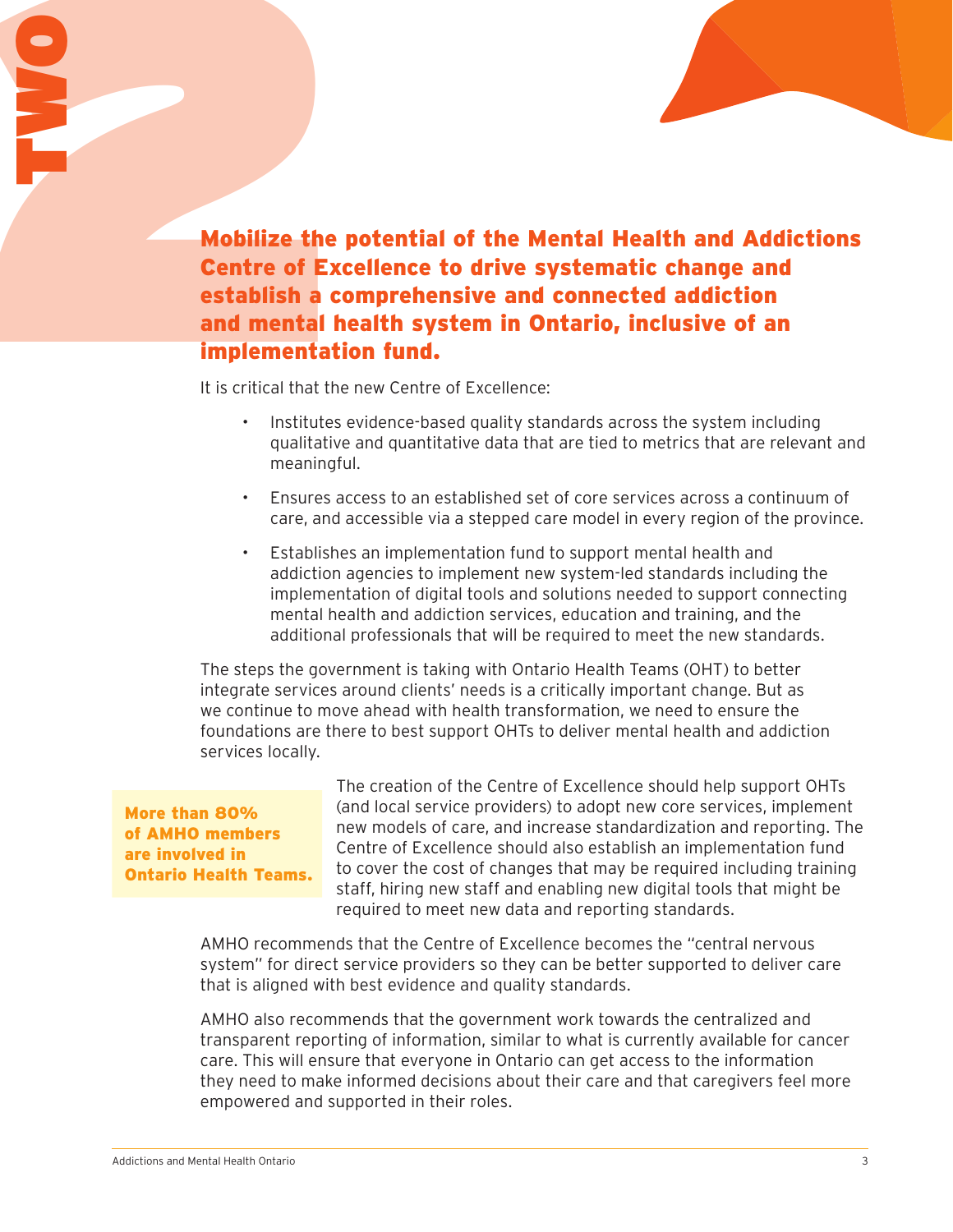TWO

## Mobilize the potential of the Mental Health and Addictions Centre of Excellence to drive systematic change and establish a comprehensive and connected addiction and mental health system in Ontario, inclusive of an implementation fund.

It is critical that the new Centre of Excellence:

- Institutes evidence-based quality standards across the system including qualitative and quantitative data that are tied to metrics that are relevant and meaningful.
- Ensures access to an established set of core services across a continuum of care, and accessible via a stepped care model in every region of the province.
- Establishes an implementation fund to support mental health and addiction agencies to implement new system-led standards including the implementation of digital tools and solutions needed to support connecting mental health and addiction services, education and training, and the additional professionals that will be required to meet the new standards.

The steps the government is taking with Ontario Health Teams (OHT) to better integrate services around clients' needs is a critically important change. But as we continue to move ahead with health transformation, we need to ensure the foundations are there to best support OHTs to deliver mental health and addiction services locally.

**More than 80% of AMHO members are involved in Ontario Health Teams.**

The creation of the Centre of Excellence should help support OHTs (and local service providers) to adopt new core services, implement new models of care, and increase standardization and reporting. The Centre of Excellence should also establish an implementation fund to cover the cost of changes that may be required including training staff, hiring new staff and enabling new digital tools that might be required to meet new data and reporting standards.

AMHO recommends that the Centre of Excellence becomes the "central nervous system" for direct service providers so they can be better supported to deliver care that is aligned with best evidence and quality standards.

AMHO also recommends that the government work towards the centralized and transparent reporting of information, similar to what is currently available for cancer care. This will ensure that everyone in Ontario can get access to the information they need to make informed decisions about their care and that caregivers feel more empowered and supported in their roles.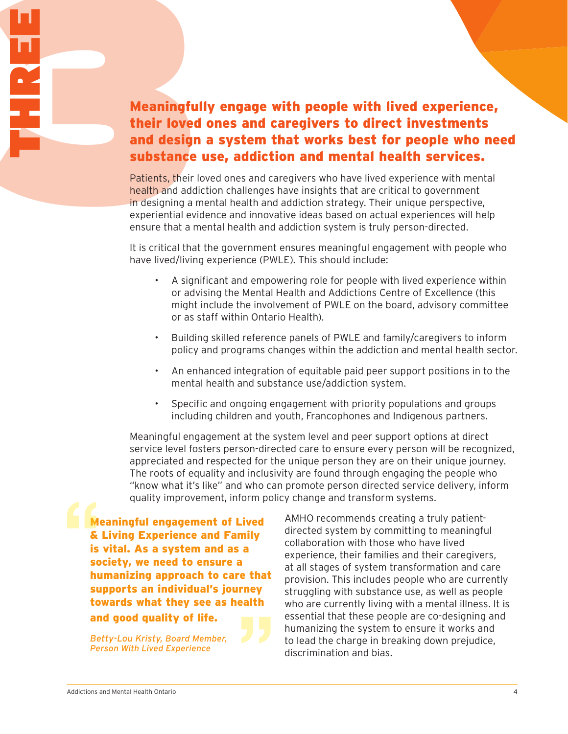# THREE

## Meaningfully engage with people with lived experience, their loved ones and caregivers to direct investments and design a system that works best for people who need substance use, addiction and mental health services.

Patients, their loved ones and caregivers who have lived experience with mental health and addiction challenges have insights that are critical to government in designing a mental health and addiction strategy. Their unique perspective, experiential evidence and innovative ideas based on actual experiences will help ensure that a mental health and addiction system is truly person-directed.

It is critical that the government ensures meaningful engagement with people who have lived/living experience (PWLE). This should include:

- A significant and empowering role for people with lived experience within or advising the Mental Health and Addictions Centre of Excellence (this might include the involvement of PWLE on the board, advisory committee or as staff within Ontario Health).
- Building skilled reference panels of PWLE and family/caregivers to inform policy and programs changes within the addiction and mental health sector.
- An enhanced integration of equitable paid peer support positions in to the mental health and substance use/addiction system.
- Specific and ongoing engagement with priority populations and groups including children and youth, Francophones and Indigenous partners.

Meaningful engagement at the system level and peer support options at direct service level fosters person-directed care to ensure every person will be recognized, appreciated and respected for the unique person they are on their unique journey. The roots of equality and inclusivity are found through engaging the people who "know what it's like" and who can promote person directed service delivery, inform quality improvement, inform policy change and transform systems.

> **Meaningful engagement of Lived & Living Experience and Family is vital. As a system and as a society, we need to ensure a humanizing approach to care that supports an individual's journey towards what they see as health and good quality of life.**
>
> *Betty-Lou Kristy, Board Member, Person With Lived Experience*

AMHO recommends creating a truly patient-directed system by committing to meaningful collaboration with those who have lived experience, their families and their caregivers, at all stages of system transformation and care provision. This includes people who are currently struggling with substance use, as well as people who are currently living with a mental illness. It is essential that these people are co-designing and humanizing the system to ensure it works and to lead the charge in breaking down prejudice, discrimination and bias.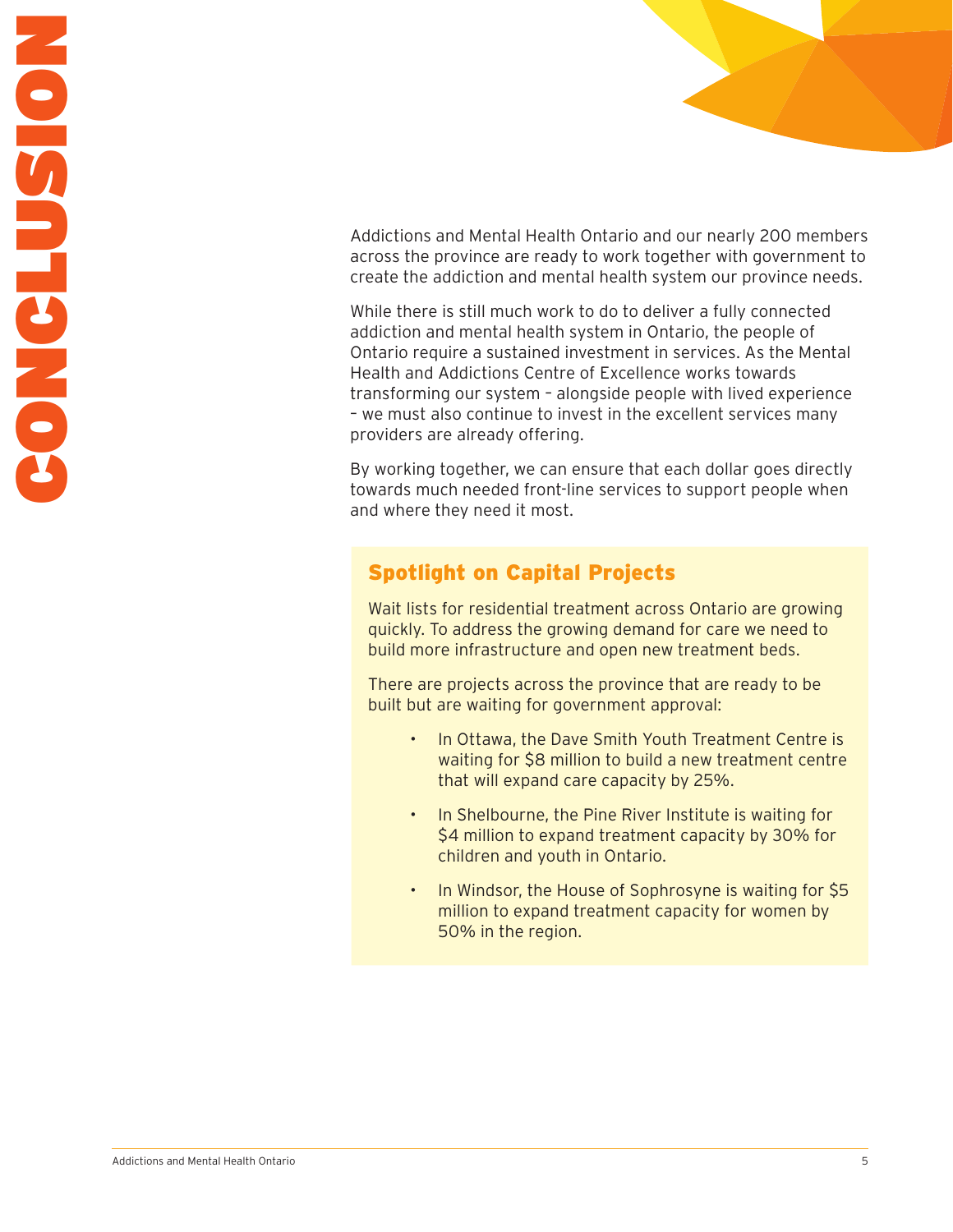# CONCLUSION

Addictions and Mental Health Ontario and our nearly 200 members across the province are ready to work together with government to create the addiction and mental health system our province needs.

While there is still much work to do to deliver a fully connected addiction and mental health system in Ontario, the people of Ontario require a sustained investment in services. As the Mental Health and Addictions Centre of Excellence works towards transforming our system – alongside people with lived experience – we must also continue to invest in the excellent services many providers are already offering.

By working together, we can ensure that each dollar goes directly towards much needed front-line services to support people when and where they need it most.

## Spotlight on Capital Projects

Wait lists for residential treatment across Ontario are growing quickly. To address the growing demand for care we need to build more infrastructure and open new treatment beds.

There are projects across the province that are ready to be built but are waiting for government approval:

- In Ottawa, the Dave Smith Youth Treatment Centre is waiting for $8 million to build a new treatment centre that will expand care capacity by 25%.
- In Shelbourne, the Pine River Institute is waiting for $4 million to expand treatment capacity by 30% for children and youth in Ontario.
- In Windsor, the House of Sophrosyne is waiting for $5 million to expand treatment capacity for women by 50% in the region.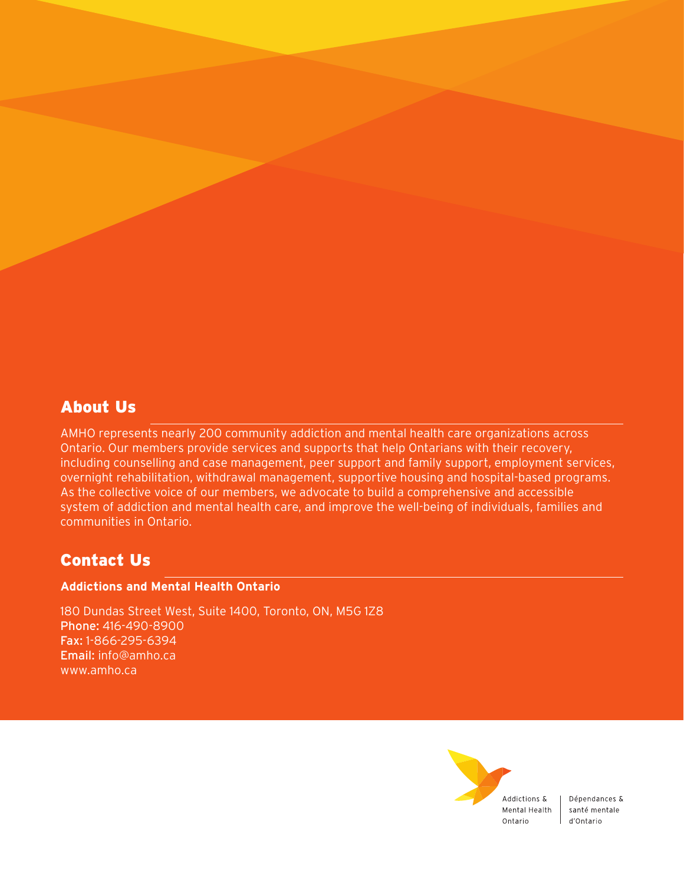## About Us

AMHO represents nearly 200 community addiction and mental health care organizations across Ontario. Our members provide services and supports that help Ontarians with their recovery, including counselling and case management, peer support and family support, employment services, overnight rehabilitation, withdrawal management, supportive housing and hospital-based programs. As the collective voice of our members, we advocate to build a comprehensive and accessible system of addiction and mental health care, and improve the well-being of individuals, families and communities in Ontario.

## Contact Us

**Addictions and Mental Health Ontario**

180 Dundas Street West, Suite 1400, Toronto, ON, M5G 1Z8
**Phone:** 416-490-8900
**Fax:** 1-866-295-6394
**Email:** info@amho.ca
www.amho.ca

Addictions & Mental Health Ontario | Dépendances & santé mentale d'Ontario